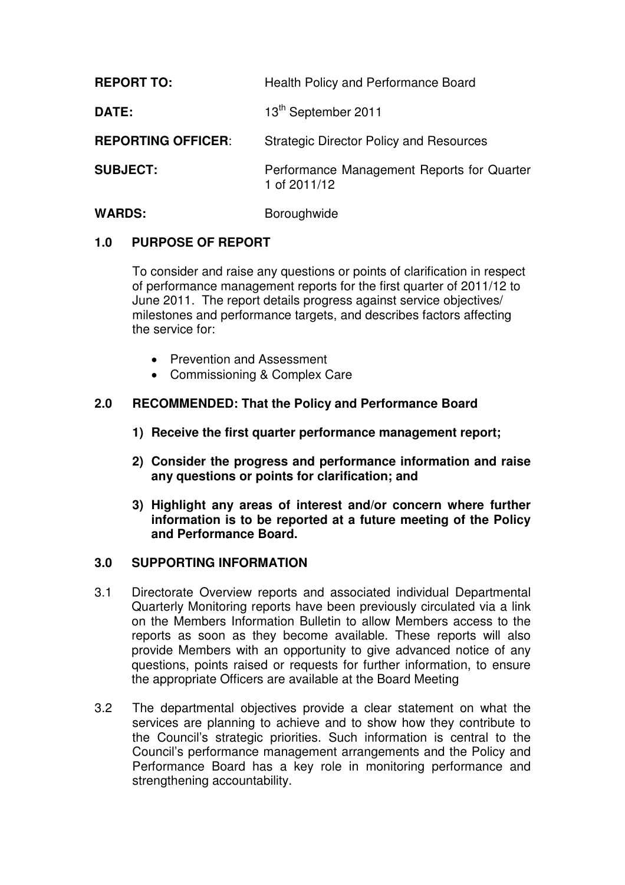| | |
|---|---|
| **REPORT TO:** | Health Policy and Performance Board |
| **DATE:** | 13th September 2011 |
| **REPORTING OFFICER**: | Strategic Director Policy and Resources |
| **SUBJECT:** | Performance Management Reports for Quarter 1 of 2011/12 |
| **WARDS:** | Boroughwide |

## 1.0 PURPOSE OF REPORT

To consider and raise any questions or points of clarification in respect of performance management reports for the first quarter of 2011/12 to June 2011. The report details progress against service objectives/ milestones and performance targets, and describes factors affecting the service for:

- Prevention and Assessment
- Commissioning & Complex Care

## 2.0 RECOMMENDED: That the Policy and Performance Board

1) **Receive the first quarter performance management report;**
2) **Consider the progress and performance information and raise any questions or points for clarification; and**
3) **Highlight any areas of interest and/or concern where further information is to be reported at a future meeting of the Policy and Performance Board.**

## 3.0 SUPPORTING INFORMATION

3.1 Directorate Overview reports and associated individual Departmental Quarterly Monitoring reports have been previously circulated via a link on the Members Information Bulletin to allow Members access to the reports as soon as they become available. These reports will also provide Members with an opportunity to give advanced notice of any questions, points raised or requests for further information, to ensure the appropriate Officers are available at the Board Meeting

3.2 The departmental objectives provide a clear statement on what the services are planning to achieve and to show how they contribute to the Council's strategic priorities. Such information is central to the Council's performance management arrangements and the Policy and Performance Board has a key role in monitoring performance and strengthening accountability.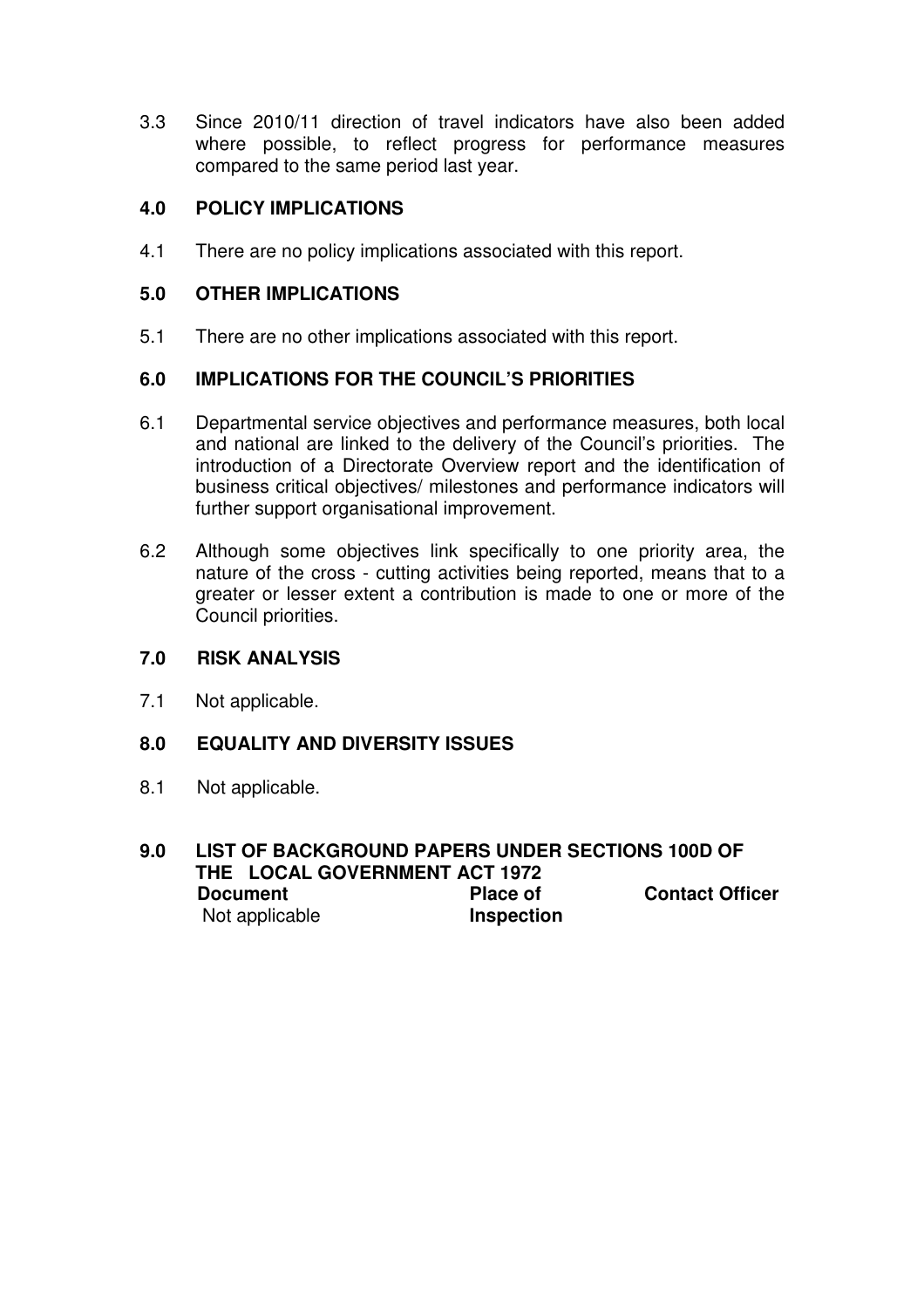3.3 Since 2010/11 direction of travel indicators have also been added where possible, to reflect progress for performance measures compared to the same period last year.

## 4.0 POLICY IMPLICATIONS

4.1 There are no policy implications associated with this report.

## 5.0 OTHER IMPLICATIONS

5.1 There are no other implications associated with this report.

## 6.0 IMPLICATIONS FOR THE COUNCIL'S PRIORITIES

6.1 Departmental service objectives and performance measures, both local and national are linked to the delivery of the Council's priorities. The introduction of a Directorate Overview report and the identification of business critical objectives/ milestones and performance indicators will further support organisational improvement.

6.2 Although some objectives link specifically to one priority area, the nature of the cross - cutting activities being reported, means that to a greater or lesser extent a contribution is made to one or more of the Council priorities.

## 7.0 RISK ANALYSIS

7.1 Not applicable.

## 8.0 EQUALITY AND DIVERSITY ISSUES

8.1 Not applicable.

## 9.0 LIST OF BACKGROUND PAPERS UNDER SECTIONS 100D OF THE LOCAL GOVERNMENT ACT 1972

| Document | Place of Inspection | Contact Officer |
| --- | --- | --- |
| Not applicable | | |